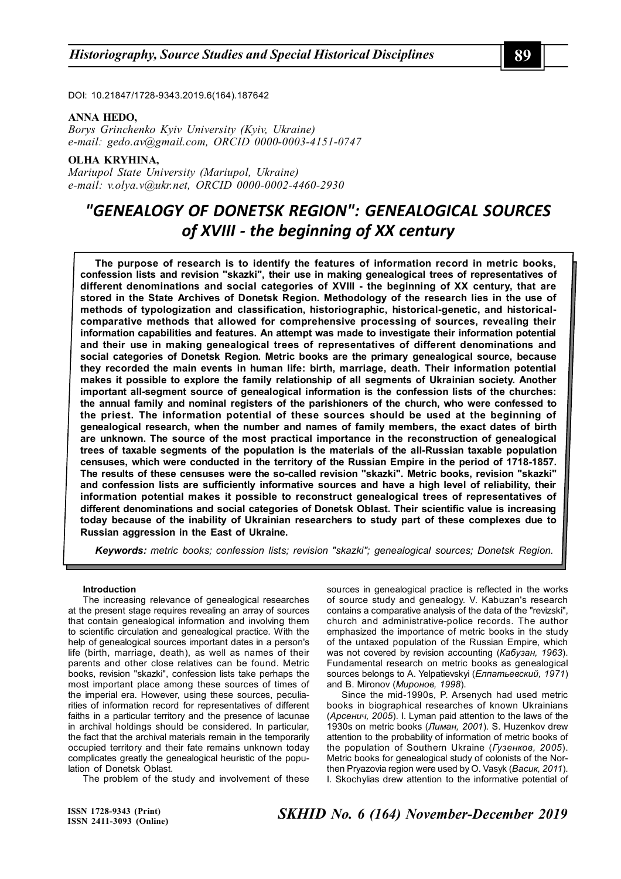DOI: 10.21847/1728-9343.2019.6(164).187642

**ANNA HEDO,**
*Borys Grinchenko Kyiv University (Kyiv, Ukraine)*
*e-mail: gedo.av@gmail.com, ORCID 0000-0003-4151-0747*

**OLHA KRYHINA,**
*Mariupol State University (Mariupol, Ukraine)*
*e-mail: v.olya.v@ukr.net, ORCID 0000-0002-4460-2930*

# *"GENEALOGY OF DONETSK REGION": GENEALOGICAL SOURCES of XVIII - the beginning of XX century*

**The purpose of research is to identify the features of information record in metric books, confession lists and revision "skazki", their use in making genealogical trees of representatives of different denominations and social categories of XVIII - the beginning of XX century, that are stored in the State Archives of Donetsk Region. Methodology of the research lies in the use of methods of typologization and classification, historiographic, historical-genetic, and historical-comparative methods that allowed for comprehensive processing of sources, revealing their information capabilities and features. An attempt was made to investigate their information potential and their use in making genealogical trees of representatives of different denominations and social categories of Donetsk Region. Metric books are the primary genealogical source, because they recorded the main events in human life: birth, marriage, death. Their information potential makes it possible to explore the family relationship of all segments of Ukrainian society. Another important all-segment source of genealogical information is the confession lists of the churches: the annual family and nominal registers of the parishioners of the church, who were confessed to the priest. The information potential of these sources should be used at the beginning of genealogical research, when the number and names of family members, the exact dates of birth are unknown. The source of the most practical importance in the reconstruction of genealogical trees of taxable segments of the population is the materials of the all-Russian taxable population censuses, which were conducted in the territory of the Russian Empire in the period of 1718-1857. The results of these censuses were the so-called revision "skazki". Metric books, revision "skazki" and confession lists are sufficiently informative sources and have a high level of reliability, their information potential makes it possible to reconstruct genealogical trees of representatives of different denominations and social categories of Donetsk Oblast. Their scientific value is increasing today because of the inability of Ukrainian researchers to study part of these complexes due to Russian aggression in the East of Ukraine.**

***Keywords:*** *metric books; confession lists; revision "skazki"; genealogical sources; Donetsk Region.*

#### Introduction

The increasing relevance of genealogical researches at the present stage requires revealing an array of sources that contain genealogical information and involving them to scientific circulation and genealogical practice. With the help of genealogical sources important dates in a person's life (birth, marriage, death), as well as names of their parents and other close relatives can be found. Metric books, revision "skazki", confession lists take perhaps the most important place among these sources of times of the imperial era. However, using these sources, peculiarities of information record for representatives of different faiths in a particular territory and the presence of lacunae in archival holdings should be considered. In particular, the fact that the archival materials remain in the temporarily occupied territory and their fate remains unknown today complicates greatly the genealogical heuristic of the population of Donetsk Oblast.

The problem of the study and involvement of these sources in genealogical practice is reflected in the works of source study and genealogy. V. Kabuzan's research contains a comparative analysis of the data of the "revizski", church and administrative-police records. The author emphasized the importance of metric books in the study of the untaxed population of the Russian Empire, which was not covered by revision accounting (*Кабузан, 1963*). Fundamental research on metric books as genealogical sources belongs to A. Yelpatievskyi (*Елпатьевский, 1971*) and B. Mironov (*Миронов, 1998*).

Since the mid-1990s, P. Arsenych had used metric books in biographical researches of known Ukrainians (*Арсенич, 2005*). I. Lyman paid attention to the laws of the 1930s on metric books (*Лиман, 2001*). S. Huzenkov drew attention to the probability of information of metric books of the population of Southern Ukraine (*Гузенков, 2005*). Metric books for genealogical study of colonists of the Northen Pryazovia region were used by O. Vasyk (*Васик, 2011*). I. Skochylias drew attention to the informative potential of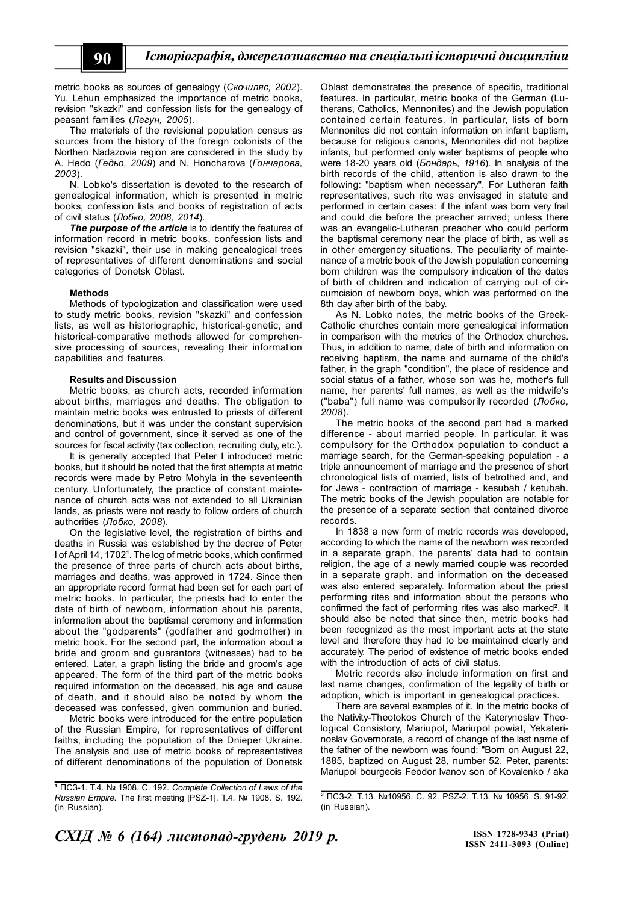metric books as sources of genealogy (*Скочиляс, 2002*). Yu. Lehun emphasized the importance of metric books, revision "skazki" and confession lists for the genealogy of peasant families (*Легун, 2005*).

The materials of the revisional population census as sources from the history of the foreign colonists of the Northen Nadazovia region are considered in the study by A. Hedo (*Гедьо, 2009*) and N. Honcharova (*Гончарова, 2003*).

N. Lobko's dissertation is devoted to the research of genealogical information, which is presented in metric books, confession lists and books of registration of acts of civil status (*Лобко, 2008, 2014*).

***The purpose of the article*** is to identify the features of information record in metric books, confession lists and revision "skazki", their use in making genealogical trees of representatives of different denominations and social categories of Donetsk Oblast.

#### Methods

Methods of typologization and classification were used to study metric books, revision "skazki" and confession lists, as well as historiographic, historical-genetic, and historical-comparative methods allowed for comprehensive processing of sources, revealing their information capabilities and features.

#### Results and Discussion

Metric books, as church acts, recorded information about births, marriages and deaths. The obligation to maintain metric books was entrusted to priests of different denominations, but it was under the constant supervision and control of government, since it served as one of the sources for fiscal activity (tax collection, recruiting duty, etc.).

It is generally accepted that Peter I introduced metric books, but it should be noted that the first attempts at metric records were made by Petro Mohyla in the seventeenth century. Unfortunately, the practice of constant maintenance of church acts was not extended to all Ukrainian lands, as priests were not ready to follow orders of church authorities (*Лобко, 2008*).

On the legislative level, the registration of births and deaths in Russia was established by the decree of Peter I of April 14, 1702[1]. The log of metric books, which confirmed the presence of three parts of church acts about births, marriages and deaths, was approved in 1724. Since then an appropriate record format had been set for each part of metric books. In particular, the priests had to enter the date of birth of newborn, information about his parents, information about the baptismal ceremony and information about the "godparents" (godfather and godmother) in metric book. For the second part, the information about a bride and groom and guarantors (witnesses) had to be entered. Later, a graph listing the bride and groom's age appeared. The form of the third part of the metric books required information on the deceased, his age and cause of death, and it should also be noted by whom the deceased was confessed, given communion and buried.

Metric books were introduced for the entire population of the Russian Empire, for representatives of different faiths, including the population of the Dnieper Ukraine. The analysis and use of metric books of representatives of different denominations of the population of Donetsk Oblast demonstrates the presence of specific, traditional features. In particular, metric books of the German (Lutherans, Catholics, Mennonites) and the Jewish population contained certain features. In particular, lists of born Mennonites did not contain information on infant baptism, because for religious canons, Mennonites did not baptize infants, but performed only water baptisms of people who were 18-20 years old (*Бондарь, 1916*). In analysis of the birth records of the child, attention is also drawn to the following: "baptism when necessary". For Lutheran faith representatives, such rite was envisaged in statute and performed in certain cases: if the infant was born very frail and could die before the preacher arrived; unless there was an evangelic-Lutheran preacher who could perform the baptismal ceremony near the place of birth, as well as in other emergency situations. The peculiarity of maintenance of a metric book of the Jewish population concerning born children was the compulsory indication of the dates of birth of children and indication of carrying out of circumcision of newborn boys, which was performed on the 8th day after birth of the baby.

As N. Lobko notes, the metric books of the Greek-Catholic churches contain more genealogical information in comparison with the metrics of the Orthodox churches. Thus, in addition to name, date of birth and information on receiving baptism, the name and surname of the child's father, in the graph "condition", the place of residence and social status of a father, whose son was he, mother's full name, her parents' full names, as well as the midwife's ("baba") full name was compulsorily recorded (*Лобко, 2008*).

The metric books of the second part had a marked difference - about married people. In particular, it was compulsory for the Orthodox population to conduct a marriage search, for the German-speaking population - a triple announcement of marriage and the presence of short chronological lists of married, lists of betrothed and, and for Jews - contraction of marriage - kesubah / ketubah. The metric books of the Jewish population are notable for the presence of a separate section that contained divorce records.

In 1838 a new form of metric records was developed, according to which the name of the newborn was recorded in a separate graph, the parents' data had to contain religion, the age of a newly married couple was recorded in a separate graph, and information on the deceased was also entered separately. Information about the priest performing rites and information about the persons who confirmed the fact of performing rites was also marked[2]. It should also be noted that since then, metric books had been recognized as the most important acts at the state level and therefore they had to be maintained clearly and accurately. The period of existence of metric books ended with the introduction of acts of civil status.

Metric records also include information on first and last name changes, confirmation of the legality of birth or adoption, which is important in genealogical practices.

There are several examples of it. In the metric books of the Nativity-Theotokos Church of the Katerynoslav Theological Consistory, Mariupol, Mariupol powiat, Yekaterinoslav Governorate, a record of change of the last name of the father of the newborn was found: "Born on August 22, 1885, baptized on August 28, number 52, Peter, parents: Mariupol bourgeois Feodor Ivanov son of Kovalenko / aka

---

[1] ПСЗ-1. Т.4. № 1908. С. 192. *Complete Collection of Laws of the Russian Empire.* The first meeting [PSZ-1]. T.4. № 1908. S. 192. (in Russian).

[2] ПСЗ-2. Т.13. №10956. С. 92. PSZ-2. T.13. № 10956. S. 91-92. (in Russian).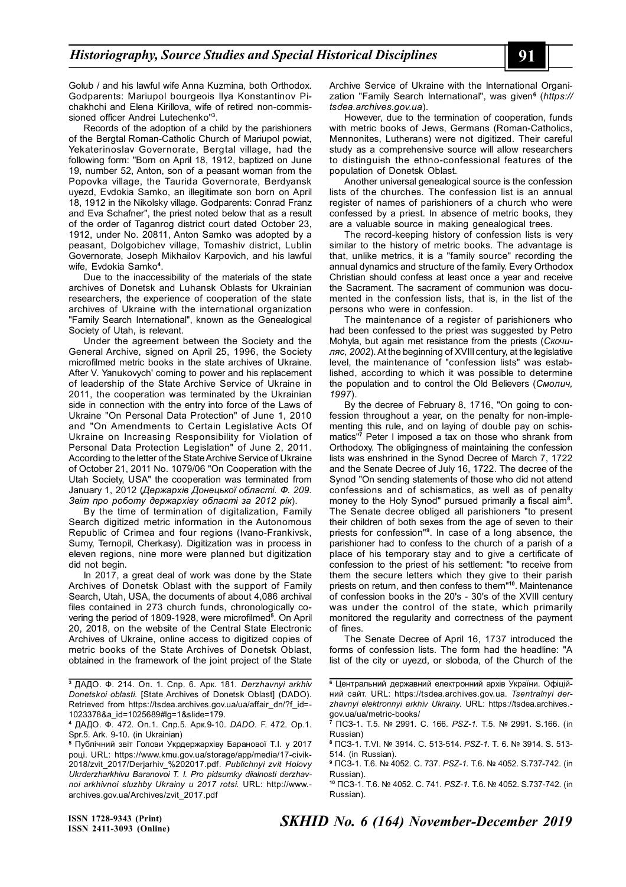Golub / and his lawful wife Anna Kuzmina, both Orthodox. Godparents: Mariupol bourgeois Ilya Konstantinov Pichakhchi and Elena Kirillova, wife of retired non-commissioned officer Andrei Lutechenko"[3].

Records of the adoption of a child by the parishioners of the Bergtal Roman-Catholic Church of Mariupol powiat, Yekaterinoslav Governorate, Bergtal village, had the following form: "Born on April 18, 1912, baptized on June 19, number 52, Anton, son of a peasant woman from the Popovka village, the Taurida Governorate, Berdyansk uyezd, Evdokia Samko, an illegitimate son born on April 18, 1912 in the Nikolsky village. Godparents: Conrad Franz and Eva Schafner", the priest noted below that as a result of the order of Taganrog district court dated October 23, 1912, under No. 20811, Anton Samko was adopted by a peasant, Dolgobichev village, Tomashiv district, Lublin Governorate, Joseph Mikhailov Karpovich, and his lawful wife, Evdokia Samko[4].

Due to the inaccessibility of the materials of the state archives of Donetsk and Luhansk Oblasts for Ukrainian researchers, the experience of cooperation of the state archives of Ukraine with the international organization "Family Search International", known as the Genealogical Society of Utah, is relevant.

Under the agreement between the Society and the General Archive, signed on April 25, 1996, the Society microfilmed metric books in the state archives of Ukraine. After V. Yanukovych' coming to power and his replacement of leadership of the State Archive Service of Ukraine in 2011, the cooperation was terminated by the Ukrainian side in connection with the entry into force of the Laws of Ukraine "On Personal Data Protection" of June 1, 2010 and "On Amendments to Certain Legislative Acts Of Ukraine on Increasing Responsibility for Violation of Personal Data Protection Legislation" of June 2, 2011. According to the letter of the State Archive Service of Ukraine of October 21, 2011 No. 1079/06 "On Cooperation with the Utah Society, USA" the cooperation was terminated from January 1, 2012 (*Держархів Донецької області. Ф. 209. Звіт про роботу держархіву області за 2012 рік*).

By the time of termination of digitalization, Family Search digitized metric information in the Autonomous Republic of Crimea and four regions (Ivano-Frankivsk, Sumy, Ternopil, Cherkasy). Digitization was in process in eleven regions, nine more were planned but digitization did not begin.

In 2017, a great deal of work was done by the State Archives of Donetsk Oblast with the support of Family Search, Utah, USA, the documents of about 4,086 archival files contained in 273 church funds, chronologically covering the period of 1809-1928, were microfilmed[5]. On April 20, 2018, on the website of the Central State Electronic Archives of Ukraine, online access to digitized copies of metric books of the State Archives of Donetsk Oblast, obtained in the framework of the joint project of the State Archive Service of Ukraine with the International Organization "Family Search International", was given[6] (*https://tsdea.archives.gov.ua*).

However, due to the termination of cooperation, funds with metric books of Jews, Germans (Roman-Catholics, Mennonites, Lutherans) were not digitized. Their careful study as a comprehensive source will allow researchers to distinguish the ethno-confessional features of the population of Donetsk Oblast.

Another universal genealogical source is the confession lists of the churches. The confession list is an annual register of names of parishioners of a church who were confessed by a priest. In absence of metric books, they are a valuable source in making genealogical trees.

The record-keeping history of confession lists is very similar to the history of metric books. The advantage is that, unlike metrics, it is a "family source" recording the annual dynamics and structure of the family. Every Orthodox Christian should confess at least once a year and receive the Sacrament. The sacrament of communion was documented in the confession lists, that is, in the list of the persons who were in confession.

The maintenance of a register of parishioners who had been confessed to the priest was suggested by Petro Mohyla, but again met resistance from the priests (*Скочиляс, 2002*). At the beginning of XVIII century, at the legislative level, the maintenance of "confession lists" was established, according to which it was possible to determine the population and to control the Old Believers (*Смолич, 1997*).

By the decree of February 8, 1716, "On going to confession throughout a year, on the penalty for non-implementing this rule, and on laying of double pay on schismatics"[7] Peter I imposed a tax on those who shrank from Orthodoxy. The obligingness of maintaining the confession lists was enshrined in the Synod Decree of March 7, 1722 and the Senate Decree of July 16, 1722. The decree of the Synod "On sending statements of those who did not attend confessions and of schismatics, as well as of penalty money to the Holy Synod" pursued primarily a fiscal aim[8]. The Senate decree obliged all parishioners "to present their children of both sexes from the age of seven to their priests for confession"[9]. In case of a long absence, the parishioner had to confess to the church of a parish of a place of his temporary stay and to give a certificate of confession to the priest of his settlement: "to receive from them the secure letters which they give to their parish priests on return, and then confess to them"[10]. Maintenance of confession books in the 20's - 30's of the XVIII century was under the control of the state, which primarily monitored the regularity and correctness of the payment of fines.

The Senate Decree of April 16, 1737 introduced the forms of confession lists. The form had the headline: "A list of the city or uyezd, or sloboda, of the Church of the

---

[3] ДАДО. Ф. 214. Оп. 1. Спр. 6. Арк. 181. *Derzhavnyi arkhiv Donetskoi oblasti.* [State Archives of Donetsk Oblast] (DADO). Retrieved from https://tsdea.archives.gov.ua/ua/affair_dn/?f_id=-1023378&a_id=1025689#lg=1&slide=179.

[4] ДАДО. Ф. 472. Оп.1. Спр.5. Арк.9-10. *DADO.* F. 472. Op.1. Spr.5. Ark. 9-10. (in Ukrainian)

[5] Публічний звіт Голови Укрдержархіву Баранової Т.І. у 2017 році. URL: https://www.kmu.gov.ua/storage/app/media/17-civik-2018/zvit_2017/Derjarhiv_%202017.pdf. *Publichnyi zvit Holovy Ukrderzharkhivu Baranovoi T. I. Pro pidsumky diialnosti derzhavnoi arkhivnoi sluzhby Ukrainy u 2017 rotsi.* URL: http://www.archives.gov.ua/Archives/zvit_2017.pdf

[6] Центральний державний електронний архів України. Офіційний сайт. URL: https://tsdea.archives.gov.ua. *Tsentralnyi derzhavnyi elektronnyi arkhiv Ukrainy.* URL: https://tsdea.archives.gov.ua/ua/metric-books/

[7] ПСЗ-1. Т.5. № 2991. С. 166. *PSZ-1.* T.5. № 2991. S.166. (in Russian)

[8] ПСЗ-1. Т.VI. № 3914. С. 513-514. *PSZ-1.* T. 6. № 3914. S. 513-514. (in Russian).

[9] ПСЗ-1. Т.6. № 4052. С. 737. *PSZ-1.* T.6. № 4052. S.737-742. (in Russian).

[10] ПСЗ-1. Т.6. № 4052. С. 741. *PSZ-1.* T.6. № 4052. S.737-742. (in Russian).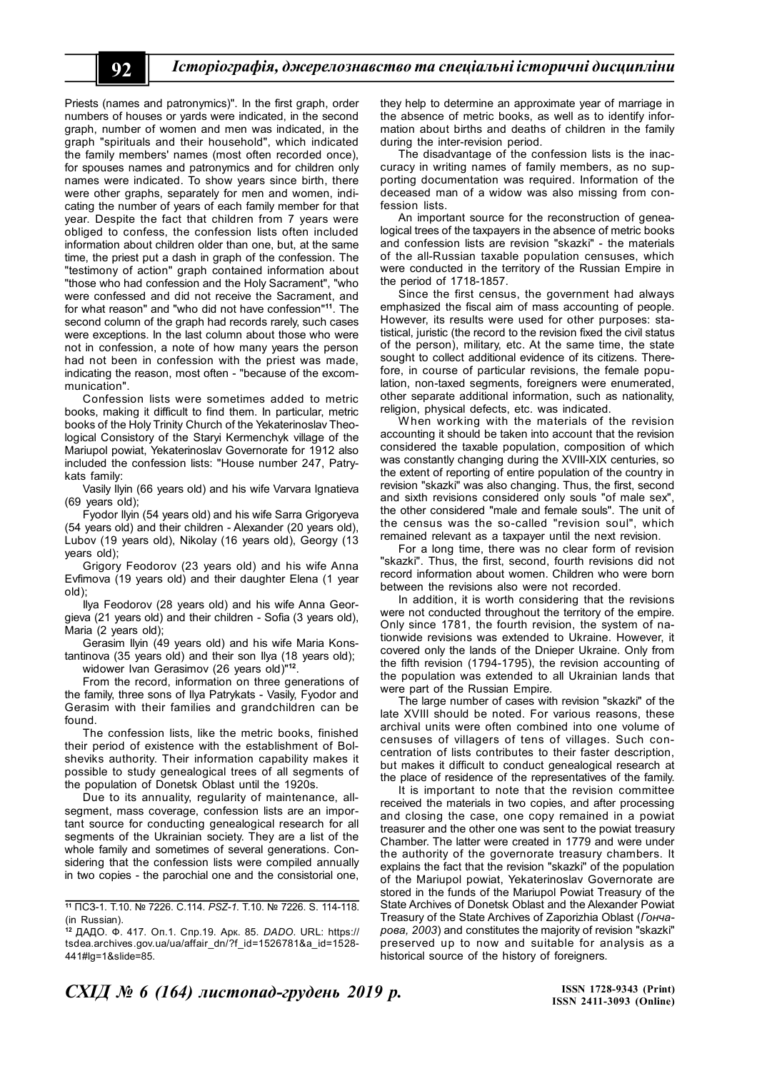Priests (names and patronymics)". In the first graph, order numbers of houses or yards were indicated, in the second graph, number of women and men was indicated, in the graph "spirituals and their household", which indicated the family members' names (most often recorded once), for spouses names and patronymics and for children only names were indicated. To show years since birth, there were other graphs, separately for men and women, indicating the number of years of each family member for that year. Despite the fact that children from 7 years were obliged to confess, the confession lists often included information about children older than one, but, at the same time, the priest put a dash in graph of the confession. The "testimony of action" graph contained information about "those who had confession and the Holy Sacrament", "who were confessed and did not receive the Sacrament, and for what reason" and "who did not have confession"[11]. The second column of the graph had records rarely, such cases were exceptions. In the last column about those who were not in confession, a note of how many years the person had not been in confession with the priest was made, indicating the reason, most often - "because of the excommunication".

Confession lists were sometimes added to metric books, making it difficult to find them. In particular, metric books of the Holy Trinity Church of the Yekaterinoslav Theological Consistory of the Staryi Kermenchyk village of the Mariupol powiat, Yekaterinoslav Governorate for 1912 also included the confession lists: "House number 247, Patrykats family:

Vasily Ilyin (66 years old) and his wife Varvara Ignatieva (69 years old);

Fyodor Ilyin (54 years old) and his wife Sarra Grigoryeva (54 years old) and their children - Alexander (20 years old), Lubov (19 years old), Nikolay (16 years old), Georgy (13 years old);

Grigory Feodorov (23 years old) and his wife Anna Evfimova (19 years old) and their daughter Elena (1 year old);

Ilya Feodorov (28 years old) and his wife Anna Georgieva (21 years old) and their children - Sofia (3 years old), Maria (2 years old);

Gerasim Ilyin (49 years old) and his wife Maria Konstantinova (35 years old) and their son Ilya (18 years old);

widower Ivan Gerasimov (26 years old)"[12].

From the record, information on three generations of the family, three sons of Ilya Patrykats - Vasily, Fyodor and Gerasim with their families and grandchildren can be found.

The confession lists, like the metric books, finished their period of existence with the establishment of Bolsheviks authority. Their information capability makes it possible to study genealogical trees of all segments of the population of Donetsk Oblast until the 1920s.

Due to its annuality, regularity of maintenance, all-segment, mass coverage, confession lists are an important source for conducting genealogical research for all segments of the Ukrainian society. They are a list of the whole family and sometimes of several generations. Considering that the confession lists were compiled annually in two copies - the parochial one and the consistorial one, they help to determine an approximate year of marriage in the absence of metric books, as well as to identify information about births and deaths of children in the family during the inter-revision period.

The disadvantage of the confession lists is the inaccuracy in writing names of family members, as no supporting documentation was required. Information of the deceased man of a widow was also missing from confession lists.

An important source for the reconstruction of genealogical trees of the taxpayers in the absence of metric books and confession lists are revision "skazki" - the materials of the all-Russian taxable population censuses, which were conducted in the territory of the Russian Empire in the period of 1718-1857.

Since the first census, the government had always emphasized the fiscal aim of mass accounting of people. However, its results were used for other purposes: statistical, juristic (the record to the revision fixed the civil status of the person), military, etc. At the same time, the state sought to collect additional evidence of its citizens. Therefore, in course of particular revisions, the female population, non-taxed segments, foreigners were enumerated, other separate additional information, such as nationality, religion, physical defects, etc. was indicated.

When working with the materials of the revision accounting it should be taken into account that the revision considered the taxable population, composition of which was constantly changing during the XVIII-XIX centuries, so the extent of reporting of entire population of the country in revision "skazki" was also changing. Thus, the first, second and sixth revisions considered only souls "of male sex", the other considered "male and female souls". The unit of the census was the so-called "revision soul", which remained relevant as a taxpayer until the next revision.

For a long time, there was no clear form of revision "skazki". Thus, the first, second, fourth revisions did not record information about women. Children who were born between the revisions also were not recorded.

In addition, it is worth considering that the revisions were not conducted throughout the territory of the empire. Only since 1781, the fourth revision, the system of nationwide revisions was extended to Ukraine. However, it covered only the lands of the Dnieper Ukraine. Only from the fifth revision (1794-1795), the revision accounting of the population was extended to all Ukrainian lands that were part of the Russian Empire.

The large number of cases with revision "skazki" of the late XVIII should be noted. For various reasons, these archival units were often combined into one volume of censuses of villagers of tens of villages. Such concentration of lists contributes to their faster description, but makes it difficult to conduct genealogical research at the place of residence of the representatives of the family.

It is important to note that the revision committee received the materials in two copies, and after processing and closing the case, one copy remained in a powiat treasurer and the other one was sent to the powiat treasury Chamber. The latter were created in 1779 and were under the authority of the governorate treasury chambers. It explains the fact that the revision "skazki" of the population of the Mariupol powiat, Yekaterinoslav Governorate are stored in the funds of the Mariupol Powiat Treasury of the State Archives of Donetsk Oblast and the Alexander Powiat Treasury of the State Archives of Zaporizhia Oblast (*Гончарова, 2003*) and constitutes the majority of revision "skazki" preserved up to now and suitable for analysis as a historical source of the history of foreigners.

---

[11] ПСЗ-1. Т.10. № 7226. С.114. *PSZ-1.* T.10. № 7226. S. 114-118. (in Russian).

[12] ДАДО. Ф. 417. Оп.1. Спр.19. Арк. 85. *DADO.* URL: https://tsdea.archives.gov.ua/ua/affair_dn/?f_id=1526781&a_id=1528441#lg=1&slide=85.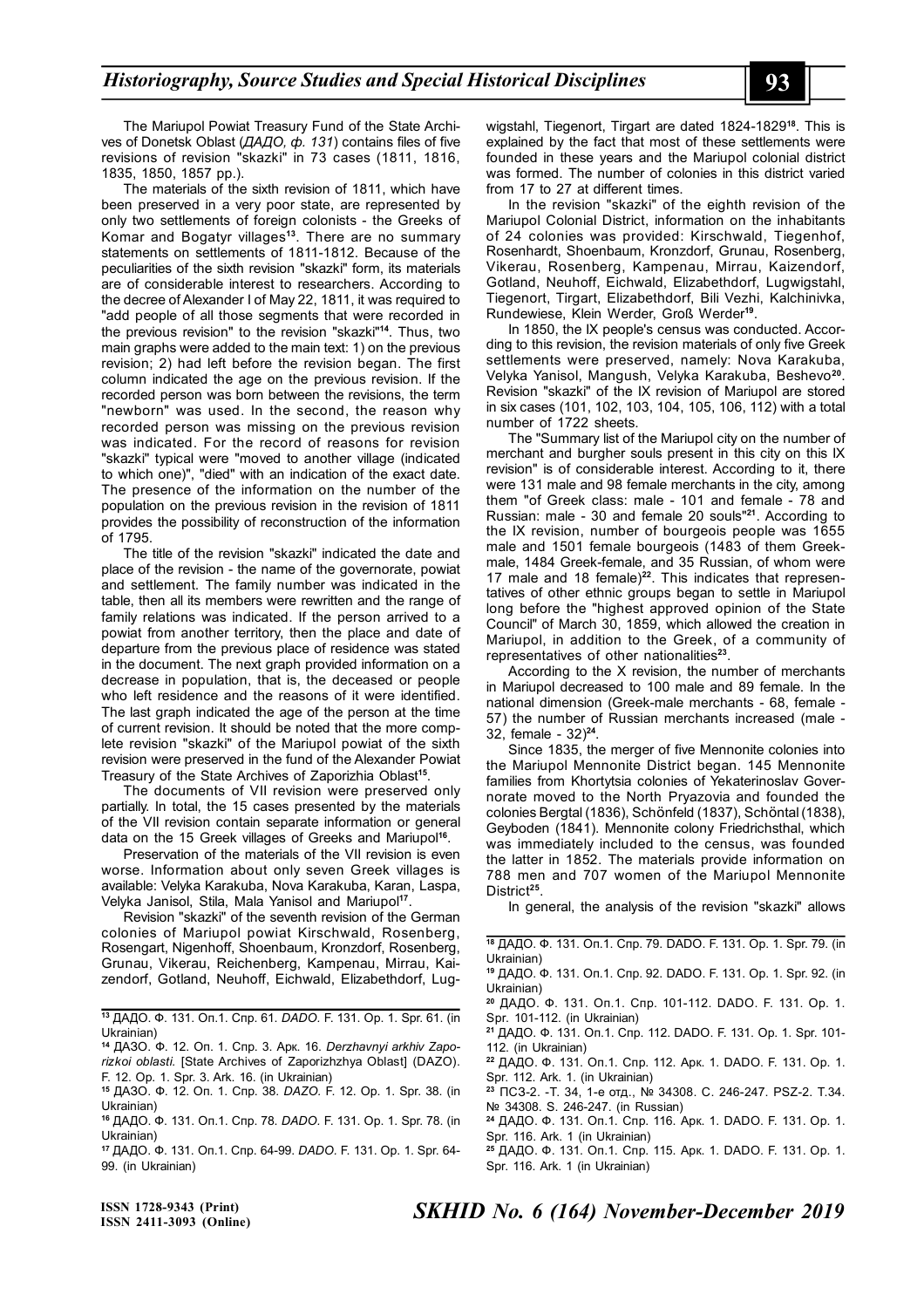The Mariupol Powiat Treasury Fund of the State Archives of Donetsk Oblast (*ДАДО, ф. 131*) contains files of five revisions of revision "skazki" in 73 cases (1811, 1816, 1835, 1850, 1857 pp.).

The materials of the sixth revision of 1811, which have been preserved in a very poor state, are represented by only two settlements of foreign colonists - the Greeks of Komar and Bogatyr villages[13]. There are no summary statements on settlements of 1811-1812. Because of the peculiarities of the sixth revision "skazki" form, its materials are of considerable interest to researchers. According to the decree of Alexander I of May 22, 1811, it was required to "add people of all those segments that were recorded in the previous revision" to the revision "skazki"[14]. Thus, two main graphs were added to the main text: 1) on the previous revision; 2) had left before the revision began. The first column indicated the age on the previous revision. If the recorded person was born between the revisions, the term "newborn" was used. In the second, the reason why recorded person was missing on the previous revision was indicated. For the record of reasons for revision "skazki" typical were "moved to another village (indicated to which one)", "died" with an indication of the exact date. The presence of the information on the number of the population on the previous revision in the revision of 1811 provides the possibility of reconstruction of the information of 1795.

The title of the revision "skazki" indicated the date and place of the revision - the name of the governorate, powiat and settlement. The family number was indicated in the table, then all its members were rewritten and the range of family relations was indicated. If the person arrived to a powiat from another territory, then the place and date of departure from the previous place of residence was stated in the document. The next graph provided information on a decrease in population, that is, the deceased or people who left residence and the reasons of it were identified. The last graph indicated the age of the person at the time of current revision. It should be noted that the more complete revision "skazki" of the Mariupol powiat of the sixth revision were preserved in the fund of the Alexander Powiat Treasury of the State Archives of Zaporizhia Oblast[15].

The documents of VII revision were preserved only partially. In total, the 15 cases presented by the materials of the VII revision contain separate information or general data on the 15 Greek villages of Greeks and Mariupol[16].

Preservation of the materials of the VII revision is even worse. Information about only seven Greek villages is available: Velyka Karakuba, Nova Karakuba, Karan, Laspa, Velyka Janisol, Stila, Mala Yanisol and Mariupol[17].

Revision "skazki" of the seventh revision of the German colonies of Mariupol powiat Kirschwald, Rosenberg, Rosengart, Nigenhoff, Shoenbaum, Kronzdorf, Rosenberg, Grunau, Vikerau, Reichenberg, Kampenau, Mirrau, Kaizendorf, Gotland, Neuhoff, Eichwald, Elizabethdorf, Lugwigstahl, Tiegenort, Tirgart are dated 1824-1829[18]. This is explained by the fact that most of these settlements were founded in these years and the Mariupol colonial district was formed. The number of colonies in this district varied from 17 to 27 at different times.

In the revision "skazki" of the eighth revision of the Mariupol Colonial District, information on the inhabitants of 24 colonies was provided: Kirschwald, Tiegenhof, Rosenhardt, Shoenbaum, Kronzdorf, Grunau, Rosenberg, Vikerau, Rosenberg, Kampenau, Mirrau, Kaizendorf, Gotland, Neuhoff, Eichwald, Elizabethdorf, Lugwigstahl, Tiegenort, Tirgart, Elizabethdorf, Bili Vezhi, Kalchinivka, Rundewiese, Klein Werder, Groß Werder[19].

In 1850, the IX people's census was conducted. According to this revision, the revision materials of only five Greek settlements were preserved, namely: Nova Karakuba, Velyka Yanisol, Mangush, Velyka Karakuba, Beshevo[20]. Revision "skazki" of the IX revision of Mariupol are stored in six cases (101, 102, 103, 104, 105, 106, 112) with a total number of 1722 sheets.

The "Summary list of the Mariupol city on the number of merchant and burgher souls present in this city on this IX revision" is of considerable interest. According to it, there were 131 male and 98 female merchants in the city, among them "of Greek class: male - 101 and female - 78 and Russian: male - 30 and female 20 souls"[21]. According to the IX revision, number of bourgeois people was 1655 male and 1501 female bourgeois (1483 of them Greek-male, 1484 Greek-female, and 35 Russian, of whom were 17 male and 18 female)[22]. This indicates that representatives of other ethnic groups began to settle in Mariupol long before the "highest approved opinion of the State Council" of March 30, 1859, which allowed the creation in Mariupol, in addition to the Greek, of a community of representatives of other nationalities[23].

According to the X revision, the number of merchants in Mariupol decreased to 100 male and 89 female. In the national dimension (Greek-male merchants - 68, female - 57) the number of Russian merchants increased (male - 32, female - 32)[24].

Since 1835, the merger of five Mennonite colonies into the Mariupol Mennonite District began. 145 Mennonite families from Khortytsia colonies of Yekaterinoslav Governorate moved to the North Pryazovia and founded the colonies Bergtal (1836), Schönfeld (1837), Schöntal (1838), Geyboden (1841). Mennonite colony Friedrichsthal, which was immediately included to the census, was founded the latter in 1852. The materials provide information on 788 men and 707 women of the Mariupol Mennonite District[25].

In general, the analysis of the revision "skazki" allows

---

[13] ДАДО. Ф. 131. Оп.1. Спр. 61. *DADO*. F. 131. Op. 1. Spr. 61. (in Ukrainian)

[14] ДАЗО. Ф. 12. Оп. 1. Спр. 3. Арк. 16. *Derzhavnyi arkhiv Zaporizkoi oblasti.* [State Archives of Zaporizhzhya Oblast] (DAZO). F. 12. Op. 1. Spr. 3. Ark. 16. (in Ukrainian)

[15] ДАЗО. Ф. 12. Оп. 1. Спр. 38. *DAZO*. F. 12. Op. 1. Spr. 38. (in Ukrainian)

[16] ДАДО. Ф. 131. Оп.1. Спр. 78. *DADO*. F. 131. Op. 1. Spr. 78. (in Ukrainian)

[17] ДАДО. Ф. 131. Оп.1. Спр. 64-99. *DADO*. F. 131. Op. 1. Spr. 64-99. (in Ukrainian)

[18] ДАДО. Ф. 131. Оп.1. Спр. 79. DADO. F. 131. Op. 1. Spr. 79. (in Ukrainian)

[19] ДАДО. Ф. 131. Оп.1. Спр. 92. DADO. F. 131. Op. 1. Spr. 92. (in Ukrainian)

[20] ДАДО. Ф. 131. Оп.1. Спр. 101-112. DADO. F. 131. Op. 1. Spr. 101-112. (in Ukrainian)

[21] ДАДО. Ф. 131. Оп.1. Спр. 112. DADO. F. 131. Op. 1. Spr. 101-112. (in Ukrainian)

[22] ДАДО. Ф. 131. Оп.1. Спр. 112. Арк. 1. DADO. F. 131. Op. 1. Spr. 112. Ark. 1. (in Ukrainian)

[23] ПСЗ-2. -Т. 34, 1-е отд., № 34308. С. 246-247. PSZ-2. T.34. № 34308. S. 246-247. (in Russian)

[24] ДАДО. Ф. 131. Оп.1. Спр. 116. Арк. 1. DADO. F. 131. Op. 1. Spr. 116. Ark. 1 (in Ukrainian)

[25] ДАДО. Ф. 131. Оп.1. Спр. 115. Арк. 1. DADO. F. 131. Op. 1. Spr. 116. Ark. 1 (in Ukrainian)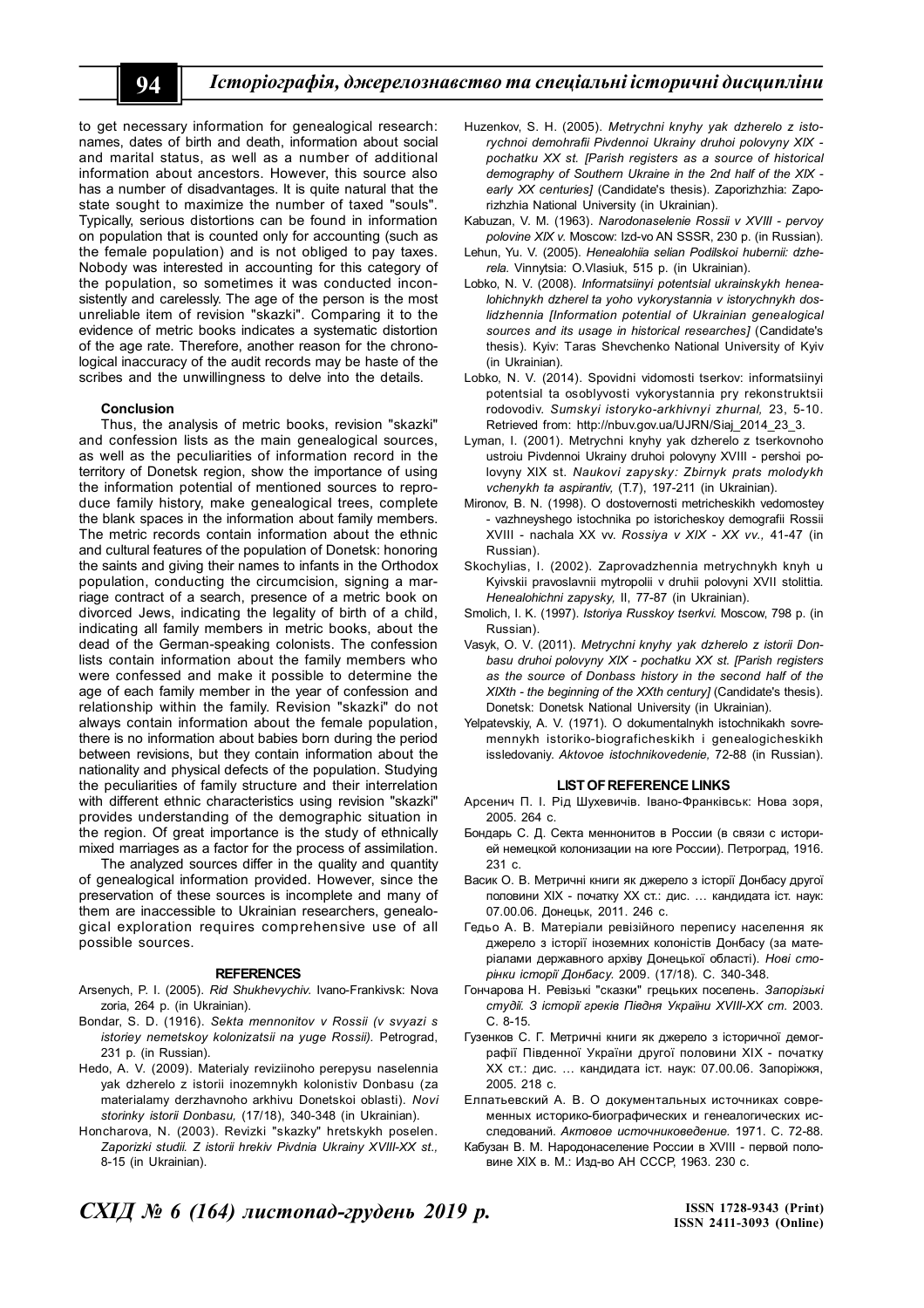to get necessary information for genealogical research: names, dates of birth and death, information about social and marital status, as well as a number of additional information about ancestors. However, this source also has a number of disadvantages. It is quite natural that the state sought to maximize the number of taxed "souls". Typically, serious distortions can be found in information on population that is counted only for accounting (such as the female population) and is not obliged to pay taxes. Nobody was interested in accounting for this category of the population, so sometimes it was conducted inconsistently and carelessly. The age of the person is the most unreliable item of revision "skazki". Comparing it to the evidence of metric books indicates a systematic distortion of the age rate. Therefore, another reason for the chronological inaccuracy of the audit records may be haste of the scribes and the unwillingness to delve into the details.

#### Conclusion

Thus, the analysis of metric books, revision "skazki" and confession lists as the main genealogical sources, as well as the peculiarities of information record in the territory of Donetsk region, show the importance of using the information potential of mentioned sources to reproduce family history, make genealogical trees, complete the blank spaces in the information about family members. The metric records contain information about the ethnic and cultural features of the population of Donetsk: honoring the saints and giving their names to infants in the Orthodox population, conducting the circumcision, signing a marriage contract of a search, presence of a metric book on divorced Jews, indicating the legality of birth of a child, indicating all family members in metric books, about the dead of the German-speaking colonists. The confession lists contain information about the family members who were confessed and make it possible to determine the age of each family member in the year of confession and relationship within the family. Revision "skazki" do not always contain information about the female population, there is no information about babies born during the period between revisions, but they contain information about the nationality and physical defects of the population. Studying the peculiarities of family structure and their interrelation with different ethnic characteristics using revision "skazki" provides understanding of the demographic situation in the region. Of great importance is the study of ethnically mixed marriages as a factor for the process of assimilation.

The analyzed sources differ in the quality and quantity of genealogical information provided. However, since the preservation of these sources is incomplete and many of them are inaccessible to Ukrainian researchers, genealogical exploration requires comprehensive use of all possible sources.

#### REFERENCES

Arsenych, P. I. (2005). *Rid Shukhevychiv.* Ivano-Frankivsk: Nova zoria, 264 p. (in Ukrainian).

Bondar, S. D. (1916). *Sekta mennonitov v Rossii (v svyazi s istoriey nemetskoy kolonizatsii na yuge Rossii).* Petrograd, 231 p. (in Russian).

Hedo, A. V. (2009). Materialy reviziinoho perepysu naselennia yak dzherelo z istorii inozemnykh kolonistiv Donbasu (za materialamy derzhavnoho arkhivu Donetskoi oblasti). *Novi storinky istorii Donbasu,* (17/18), 340-348 (in Ukrainian).

Honcharova, N. (2003). Revizki "skazky" hretskykh poselen. *Zaporizki studii. Z istorii hrekiv Pivdnia Ukrainy XVIII-XX st.,* 8-15 (in Ukrainian).

Huzenkov, S. H. (2005). *Metrychni knyhy yak dzherelo z istorychnoi demohrafii Pivdennoi Ukrainy druhoi polovyny XIX - pochatku XX st. [Parish registers as a source of historical demography of Southern Ukraine in the 2nd half of the XIX - early XX centuries]* (Candidate's thesis). Zaporizhzhia: Zaporizhzhia National University (in Ukrainian).

Kabuzan, V. M. (1963). *Narodonaselenie Rossii v XVIII - pervoy polovine XIX v.* Moscow: Izd-vo AN SSSR, 230 p. (in Russian).

Lehun, Yu. V. (2005). *Henealohiia selian Podilskoi hubernii: dzherela.* Vinnytsia: O.Vlasiuk, 515 p. (in Ukrainian).

Lobko, N. V. (2008). *Informatsiinyi potentsial ukrainskykh henealohichnykh dzherel ta yoho vykorystannia v istorychnykh doslidzhennia [Information potential of Ukrainian genealogical sources and its usage in historical researches]* (Candidate's thesis). Kyiv: Taras Shevchenko National University of Kyiv (in Ukrainian).

Lobko, N. V. (2014). Spovidni vidomosti tserkov: informatsiinyi potentsial ta osoblyvosti vykorystannia pry rekonstruktsii rodovodiv. *Sumskyi istoryko-arkhivnyi zhurnal,* 23, 5-10. Retrieved from: http://nbuv.gov.ua/UJRN/Siaj_2014_23_3.

Lyman, I. (2001). Metrychni knyhy yak dzherelo z tserkovnoho ustroiu Pivdennoi Ukrainy druhoi polovyny XVIII - pershoi polovyny XIX st. *Naukovi zapysky: Zbirnyk prats molodykh vchenykh ta aspirantiv,* (T.7), 197-211 (in Ukrainian).

Mironov, B. N. (1998). O dostovernosti metricheskikh vedomostey - vazhneyshego istochnika po istoricheskoy demografii Rossii XVIII - nachala XX vv. *Rossiya v XIX - XX vv.,* 41-47 (in Russian).

Skochylias, I. (2002). Zaprovadzhennia metrychnykh knyh u Kyivskii pravoslavnii mytropolii v druhii polovyni XVII stolittia. *Henealohichni zapysky,* II, 77-87 (in Ukrainian).

Smolich, I. K. (1997). *Istoriya Russkoy tserkvi.* Moscow, 798 p. (in Russian).

Vasyk, O. V. (2011). *Metrychni knyhy yak dzherelo z istorii Donbasu druhoi polovyny XIX - pochatku XX st. [Parish registers as the source of Donbass history in the second half of the XIXth - the beginning of the XXth century]* (Candidate's thesis). Donetsk: Donetsk National University (in Ukrainian).

Yelpatevskiy, A. V. (1971). O dokumentalnykh istochnikakh sovremennykh istoriko-biograficheskikh i genealogicheskikh issledovaniy. *Aktovoe istochnikovedenie,* 72-88 (in Russian).

#### LIST OF REFERENCE LINKS

Арсенич П. І. Рід Шухевичів. Івано-Франківськ: Нова зоря, 2005. 264 с.

Бондарь С. Д. Секта меннонитов в России (в связи с историей немецкой колонизации на юге России). Петроград, 1916. 231 с.

Васик О. В. Метричні книги як джерело з історії Донбасу другої половини ХІХ - початку ХХ ст.: дис. … кандидата іст. наук: 07.00.06. Донецьк, 2011. 246 с.

Гедьо А. В. Матеріали ревізійного перепису населення як джерело з історії іноземних колоністів Донбасу (за матеріалами державного архіву Донецької області). *Нові сторінки історії Донбасу.* 2009. (17/18). С. 340-348.

Гончарова Н. Ревізькі "сказки" грецьких поселень. *Запорізькі студії. З історії греків Півдня України XVIII-XX ст.* 2003. С. 8-15.

Гузенков С. Г. Метричні книги як джерело з історичної демографії Південної України другої половини ХІХ - початку ХХ ст.: дис. … кандидата іст. наук: 07.00.06. Запоріжжя, 2005. 218 с.

Елпатьевский А. В. О документальных источниках современных историко-биографических и генеалогических исследований. *Актовое источниковедение.* 1971. С. 72-88.

Кабузан В. М. Народонаселение России в XVIII - первой половине ХІХ в. М.: Изд-во АН СССР, 1963. 230 с.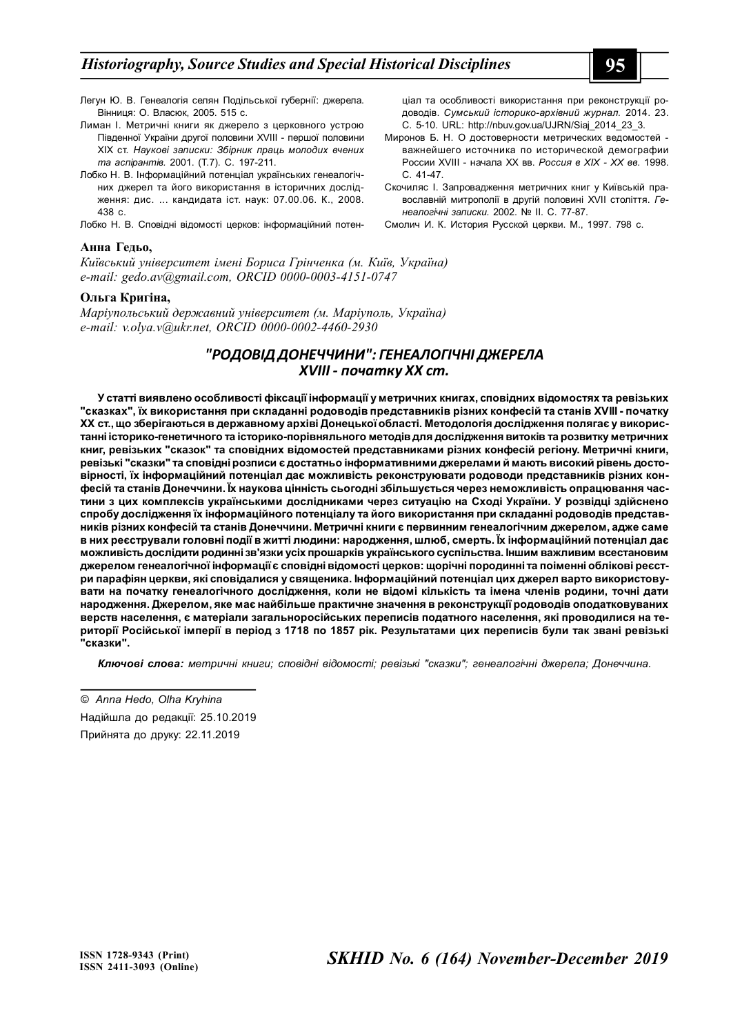Легун Ю. В. Генеалогія селян Подільської губернії: джерела. Вінниця: О. Власюк, 2005. 515 с.

Лиман І. Метричні книги як джерело з церковного устрою Південної України другої половини XVIII - першої половини XIX ст. *Наукові записки: Збірник праць молодих вчених та аспірантів.* 2001. (Т.7). С. 197-211.

Лобко Н. В. Інформаційний потенціал українських генеалогічних джерел та його використання в історичних дослідження: дис. ... кандидата іст. наук: 07.00.06. К., 2008. 438 с.

Лобко Н. В. Сповідні відомості церков: інформаційний потенціал та особливості використання при реконструкції родоводів. *Сумський історико-архівний журнал.* 2014. 23. С. 5-10. URL: http://nbuv.gov.ua/UJRN/Siaj_2014_23_3.

Миронов Б. Н. О достоверности метрических ведомостей - важнейшего источника по исторической демографии России XVIII - начала XX вв. *Россия в XIX - XX вв.* 1998. С. 41-47.

Скочиляс І. Запровадження метричних книг у Київській православній митрополії в другій половині XVII століття. *Генеалогічні записки.* 2002. № ІІ. С. 77-87.

Смолич И. К. История Русской церкви. М., 1997. 798 с.

**Анна Гедьо,**

*Київський університет імені Бориса Грінченка (м. Київ, Україна)*
*e-mail: gedo.av@gmail.com, ORCID 0000-0003-4151-0747*

**Ольга Кригіна,**

*Маріупольський державний університет (м. Маріуполь, Україна)*
*e-mail: v.olya.v@ukr.net, ORCID 0000-0002-4460-2930*

## *"РОДОВІД ДОНЕЧЧИНИ": ГЕНЕАЛОГІЧНІ ДЖЕРЕЛА XVIII - початку XX ст.*

**У статті виявлено особливості фіксації інформації у метричних книгах, сповідних відомостях та ревізьких "сказках", їх використання при складанні родоводів представників різних конфесій та станів XVIII - початку XX ст., що зберігаються в державному архіві Донецької області. Методологія дослідження полягає у використанні історико-генетичного та історико-порівняльного методів для дослідження витоків та розвитку метричних книг, ревізьких "сказок" та сповідних відомостей представниками різних конфесій регіону. Метричні книги, ревізькі "сказки" та сповідні розписи є достатньо інформативними джерелами й мають високий рівень достовірності, їх інформаційний потенціал дає можливість реконструювати родоводи представників різних конфесій та станів Донеччини. Їх наукова цінність сьогодні збільшується через неможливість опрацювання частини з цих комплексів українськими дослідниками через ситуацію на Сході України. У розвідці здійснено спробу дослідження їх інформаційного потенціалу та його використання при складанні родоводів представників різних конфесій та станів Донеччини. Метричні книги є первинним генеалогічним джерелом, адже саме в них реєстрували головні події в житті людини: народження, шлюб, смерть. Їх інформаційний потенціал дає можливість дослідити родинні зв'язки усіх прошарків українського суспільства. Іншим важливим всестановим джерелом генеалогічної інформації є сповідні відомості церков: щорічні породинні та поіменні облікові реєстри парафіян церкви, які сповідалися у священика. Інформаційний потенціал цих джерел варто використовувати на початку генеалогічного дослідження, коли не відомі кількість та імена членів родини, точні дати народження. Джерелом, яке має найбільше практичне значення в реконструкції родоводів оподатковуваних верств населення, є матеріали загальноросійських переписів податного населення, які проводилися на території Російської імперії в період з 1718 по 1857 рік. Результатами цих переписів були так звані ревізькі "сказки".**

***Ключові слова:*** *метричні книги; сповідні відомості; ревізькі "сказки"; генеалогічні джерела; Донеччина.*

---

© *Anna Hedo, Olha Kryhina*

Надійшла до редакції: 25.10.2019

Прийнята до друку: 22.11.2019